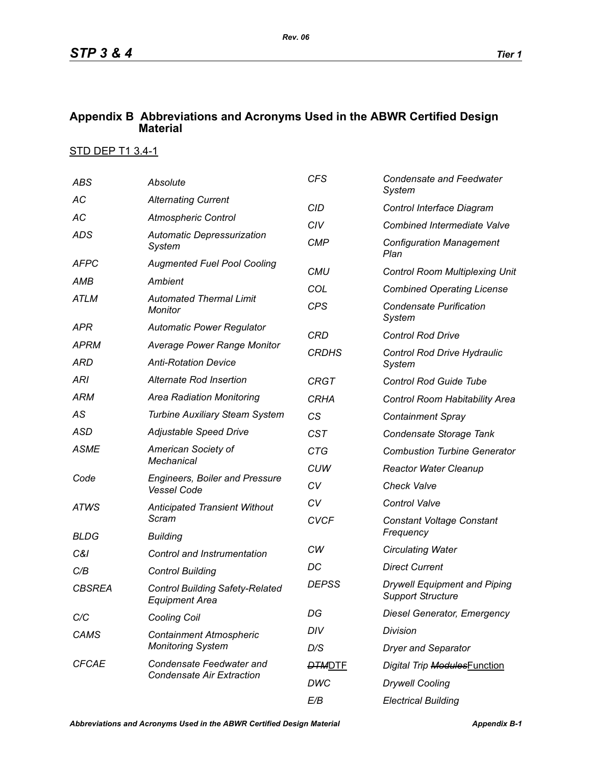## Appendix B Abbreviations and Acronyms Used in the ABWR Certified Design Material

STD DEP T1 3.4-1

| | |
|---|---|
| *ABS* | *Absolute* |
| *AC* | *Alternating Current* |
| *AC* | *Atmospheric Control* |
| *ADS* | *Automatic Depressurization System* |
| *AFPC* | *Augmented Fuel Pool Cooling* |
| *AMB* | *Ambient* |
| *ATLM* | *Automated Thermal Limit Monitor* |
| *APR* | *Automatic Power Regulator* |
| *APRM* | *Average Power Range Monitor* |
| *ARD* | *Anti-Rotation Device* |
| *ARI* | *Alternate Rod Insertion* |
| *ARM* | *Area Radiation Monitoring* |
| *AS* | *Turbine Auxiliary Steam System* |
| *ASD* | *Adjustable Speed Drive* |
| *ASME* | *American Society of Mechanical* |
| *Code* | *Engineers, Boiler and Pressure Vessel Code* |
| *ATWS* | *Anticipated Transient Without Scram* |
| *BLDG* | *Building* |
| *C&I* | *Control and Instrumentation* |
| *C/B* | *Control Building* |
| *CBSREA* | *Control Building Safety-Related Equipment Area* |
| *C/C* | *Cooling Coil* |
| *CAMS* | *Containment Atmospheric Monitoring System* |
| *CFCAE* | *Condensate Feedwater and Condensate Air Extraction* |
| *CFS* | *Condensate and Feedwater System* |
| *CID* | *Control Interface Diagram* |
| *CIV* | *Combined Intermediate Valve* |
| *CMP* | *Configuration Management Plan* |
| *CMU* | *Control Room Multiplexing Unit* |
| *COL* | *Combined Operating License* |
| *CPS* | *Condensate Purification System* |
| *CRD* | *Control Rod Drive* |
| *CRDHS* | *Control Rod Drive Hydraulic System* |
| *CRGT* | *Control Rod Guide Tube* |
| *CRHA* | *Control Room Habitability Area* |
| *CS* | *Containment Spray* |
| *CST* | *Condensate Storage Tank* |
| *CTG* | *Combustion Turbine Generator* |
| *CUW* | *Reactor Water Cleanup* |
| *CV* | *Check Valve* |
| *CV* | *Control Valve* |
| *CVCF* | *Constant Voltage Constant Frequency* |
| *CW* | *Circulating Water* |
| *DC* | *Direct Current* |
| *DEPSS* | *Drywell Equipment and Piping Support Structure* |
| *DG* | *Diesel Generator, Emergency* |
| *DIV* | *Division* |
| *D/S* | *Dryer and Separator* |
| ~~*DTM*~~DTF | *Digital Trip* ~~*Modules*~~Function |
| *DWC* | *Drywell Cooling* |
| *E/B* | *Electrical Building* |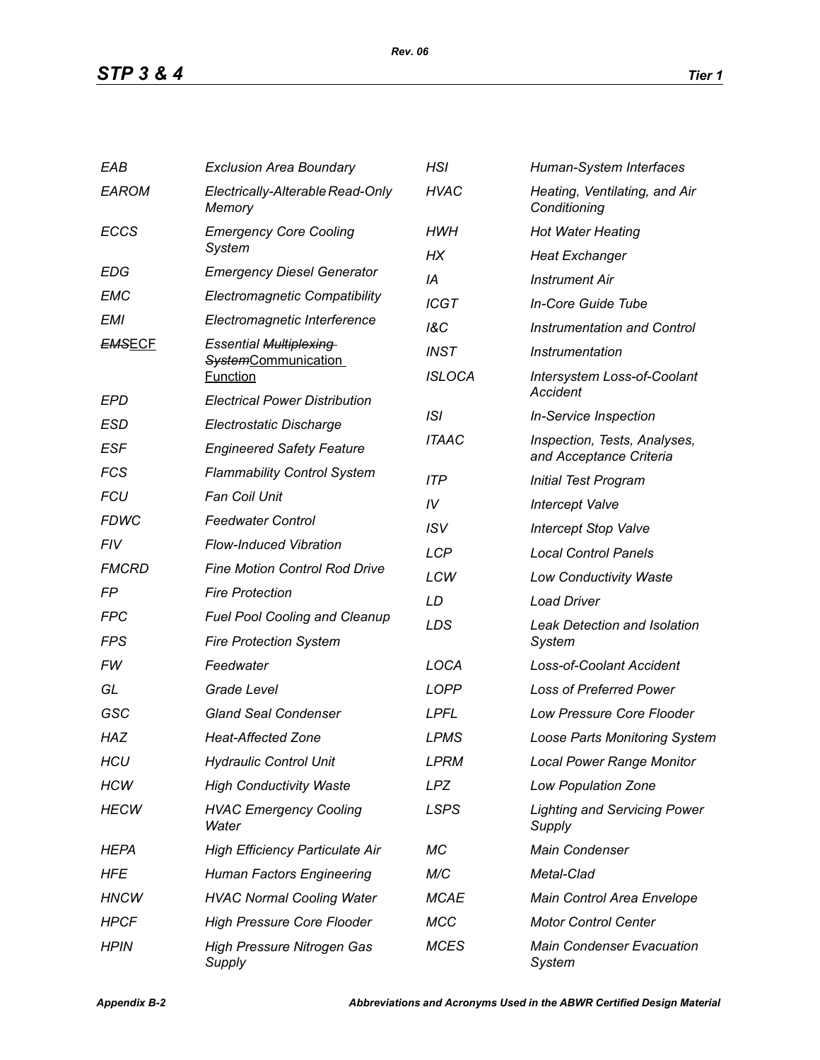| | |
|---|---|
| *EAB* | *Exclusion Area Boundary* |
| *EAROM* | *Electrically-Alterable Read-Only Memory* |
| *ECCS* | *Emergency Core Cooling System* |
| *EDG* | *Emergency Diesel Generator* |
| *EMC* | *Electromagnetic Compatibility* |
| *EMI* | *Electromagnetic Interference* |
| ~~*EMS*~~<u>ECF</u> | *Essential* ~~*Multiplexing System*~~<u>Communication Function</u> |
| *EPD* | *Electrical Power Distribution* |
| *ESD* | *Electrostatic Discharge* |
| *ESF* | *Engineered Safety Feature* |
| *FCS* | *Flammability Control System* |
| *FCU* | *Fan Coil Unit* |
| *FDWC* | *Feedwater Control* |
| *FIV* | *Flow-Induced Vibration* |
| *FMCRD* | *Fine Motion Control Rod Drive* |
| *FP* | *Fire Protection* |
| *FPC* | *Fuel Pool Cooling and Cleanup* |
| *FPS* | *Fire Protection System* |
| *FW* | *Feedwater* |
| *GL* | *Grade Level* |
| *GSC* | *Gland Seal Condenser* |
| *HAZ* | *Heat-Affected Zone* |
| *HCU* | *Hydraulic Control Unit* |
| *HCW* | *High Conductivity Waste* |
| *HECW* | *HVAC Emergency Cooling Water* |
| *HEPA* | *High Efficiency Particulate Air* |
| *HFE* | *Human Factors Engineering* |
| *HNCW* | *HVAC Normal Cooling Water* |
| *HPCF* | *High Pressure Core Flooder* |
| *HPIN* | *High Pressure Nitrogen Gas Supply* |
| *HSI* | *Human-System Interfaces* |
| *HVAC* | *Heating, Ventilating, and Air Conditioning* |
| *HWH* | *Hot Water Heating* |
| *HX* | *Heat Exchanger* |
| *IA* | *Instrument Air* |
| *ICGT* | *In-Core Guide Tube* |
| *I&C* | *Instrumentation and Control* |
| *INST* | *Instrumentation* |
| *ISLOCA* | *Intersystem Loss-of-Coolant Accident* |
| *ISI* | *In-Service Inspection* |
| *ITAAC* | *Inspection, Tests, Analyses, and Acceptance Criteria* |
| *ITP* | *Initial Test Program* |
| *IV* | *Intercept Valve* |
| *ISV* | *Intercept Stop Valve* |
| *LCP* | *Local Control Panels* |
| *LCW* | *Low Conductivity Waste* |
| *LD* | *Load Driver* |
| *LDS* | *Leak Detection and Isolation System* |
| *LOCA* | *Loss-of-Coolant Accident* |
| *LOPP* | *Loss of Preferred Power* |
| *LPFL* | *Low Pressure Core Flooder* |
| *LPMS* | *Loose Parts Monitoring System* |
| *LPRM* | *Local Power Range Monitor* |
| *LPZ* | *Low Population Zone* |
| *LSPS* | *Lighting and Servicing Power Supply* |
| *MC* | *Main Condenser* |
| *M/C* | *Metal-Clad* |
| *MCAE* | *Main Control Area Envelope* |
| *MCC* | *Motor Control Center* |
| *MCES* | *Main Condenser Evacuation System* |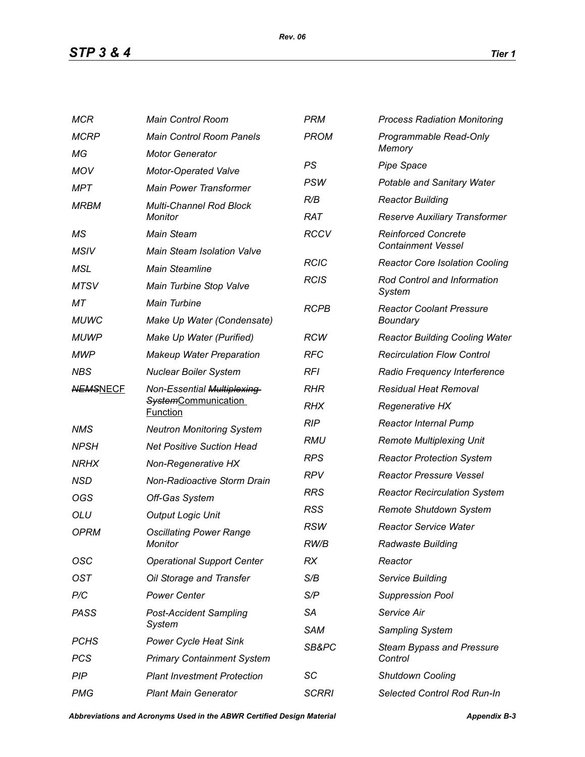| | |
|---|---|
| MCR | Main Control Room |
| MCRP | Main Control Room Panels |
| MG | Motor Generator |
| MOV | Motor-Operated Valve |
| MPT | Main Power Transformer |
| MRBM | Multi-Channel Rod Block Monitor |
| MS | Main Steam |
| MSIV | Main Steam Isolation Valve |
| MSL | Main Steamline |
| MTSV | Main Turbine Stop Valve |
| MT | Main Turbine |
| MUWC | Make Up Water (Condensate) |
| MUWP | Make Up Water (Purified) |
| MWP | Makeup Water Preparation |
| NBS | Nuclear Boiler System |
| ~~NEMS~~NECF | Non-Essential ~~Multiplexing System~~Communication Function |
| NMS | Neutron Monitoring System |
| NPSH | Net Positive Suction Head |
| NRHX | Non-Regenerative HX |
| NSD | Non-Radioactive Storm Drain |
| OGS | Off-Gas System |
| OLU | Output Logic Unit |
| OPRM | Oscillating Power Range Monitor |
| OSC | Operational Support Center |
| OST | Oil Storage and Transfer |
| P/C | Power Center |
| PASS | Post-Accident Sampling System |
| PCHS | Power Cycle Heat Sink |
| PCS | Primary Containment System |
| PIP | Plant Investment Protection |
| PMG | Plant Main Generator |
| PRM | Process Radiation Monitoring |
| PROM | Programmable Read-Only Memory |
| PS | Pipe Space |
| PSW | Potable and Sanitary Water |
| R/B | Reactor Building |
| RAT | Reserve Auxiliary Transformer |
| RCCV | Reinforced Concrete Containment Vessel |
| RCIC | Reactor Core Isolation Cooling |
| RCIS | Rod Control and Information System |
| RCPB | Reactor Coolant Pressure Boundary |
| RCW | Reactor Building Cooling Water |
| RFC | Recirculation Flow Control |
| RFI | Radio Frequency Interference |
| RHR | Residual Heat Removal |
| RHX | Regenerative HX |
| RIP | Reactor Internal Pump |
| RMU | Remote Multiplexing Unit |
| RPS | Reactor Protection System |
| RPV | Reactor Pressure Vessel |
| RRS | Reactor Recirculation System |
| RSS | Remote Shutdown System |
| RSW | Reactor Service Water |
| RW/B | Radwaste Building |
| RX | Reactor |
| S/B | Service Building |
| S/P | Suppression Pool |
| SA | Service Air |
| SAM | Sampling System |
| SB&PC | Steam Bypass and Pressure Control |
| SC | Shutdown Cooling |
| SCRRI | Selected Control Rod Run-In |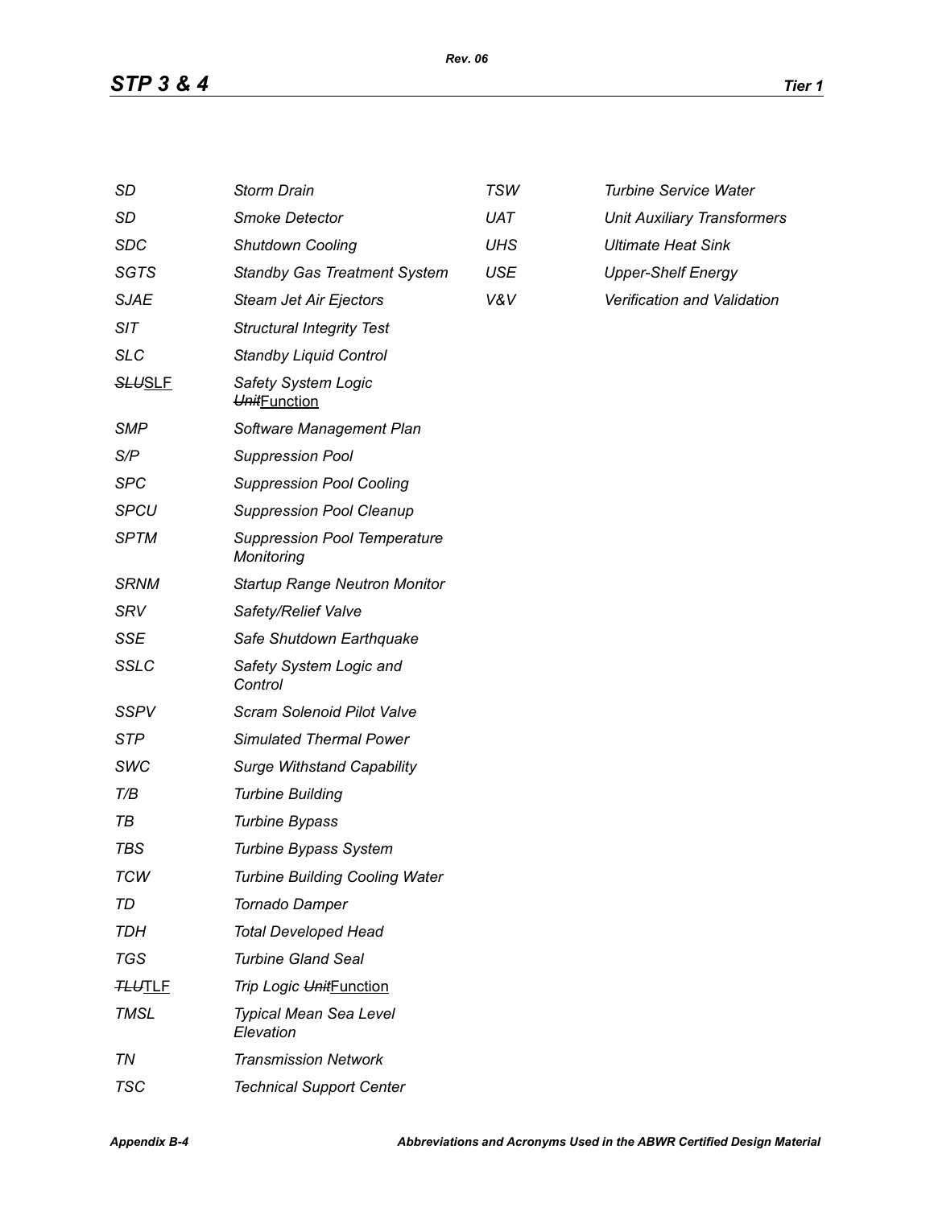| | |
|---|---|
| *SD* | *Storm Drain* |
| *SD* | *Smoke Detector* |
| *SDC* | *Shutdown Cooling* |
| *SGTS* | *Standby Gas Treatment System* |
| *SJAE* | *Steam Jet Air Ejectors* |
| *SIT* | *Structural Integrity Test* |
| *SLC* | *Standby Liquid Control* |
| ~~*SLU*~~SLF | *Safety System Logic ~~Unit~~*Function |
| *SMP* | *Software Management Plan* |
| *S/P* | *Suppression Pool* |
| *SPC* | *Suppression Pool Cooling* |
| *SPCU* | *Suppression Pool Cleanup* |
| *SPTM* | *Suppression Pool Temperature Monitoring* |
| *SRNM* | *Startup Range Neutron Monitor* |
| *SRV* | *Safety/Relief Valve* |
| *SSE* | *Safe Shutdown Earthquake* |
| *SSLC* | *Safety System Logic and Control* |
| *SSPV* | *Scram Solenoid Pilot Valve* |
| *STP* | *Simulated Thermal Power* |
| *SWC* | *Surge Withstand Capability* |
| *T/B* | *Turbine Building* |
| *TB* | *Turbine Bypass* |
| *TBS* | *Turbine Bypass System* |
| *TCW* | *Turbine Building Cooling Water* |
| *TD* | *Tornado Damper* |
| *TDH* | *Total Developed Head* |
| *TGS* | *Turbine Gland Seal* |
| ~~*TLU*~~TLF | *Trip Logic ~~Unit~~*Function |
| *TMSL* | *Typical Mean Sea Level Elevation* |
| *TN* | *Transmission Network* |
| *TSC* | *Technical Support Center* |
| *TSW* | *Turbine Service Water* |
| *UAT* | *Unit Auxiliary Transformers* |
| *UHS* | *Ultimate Heat Sink* |
| *USE* | *Upper-Shelf Energy* |
| *V&V* | *Verification and Validation* |